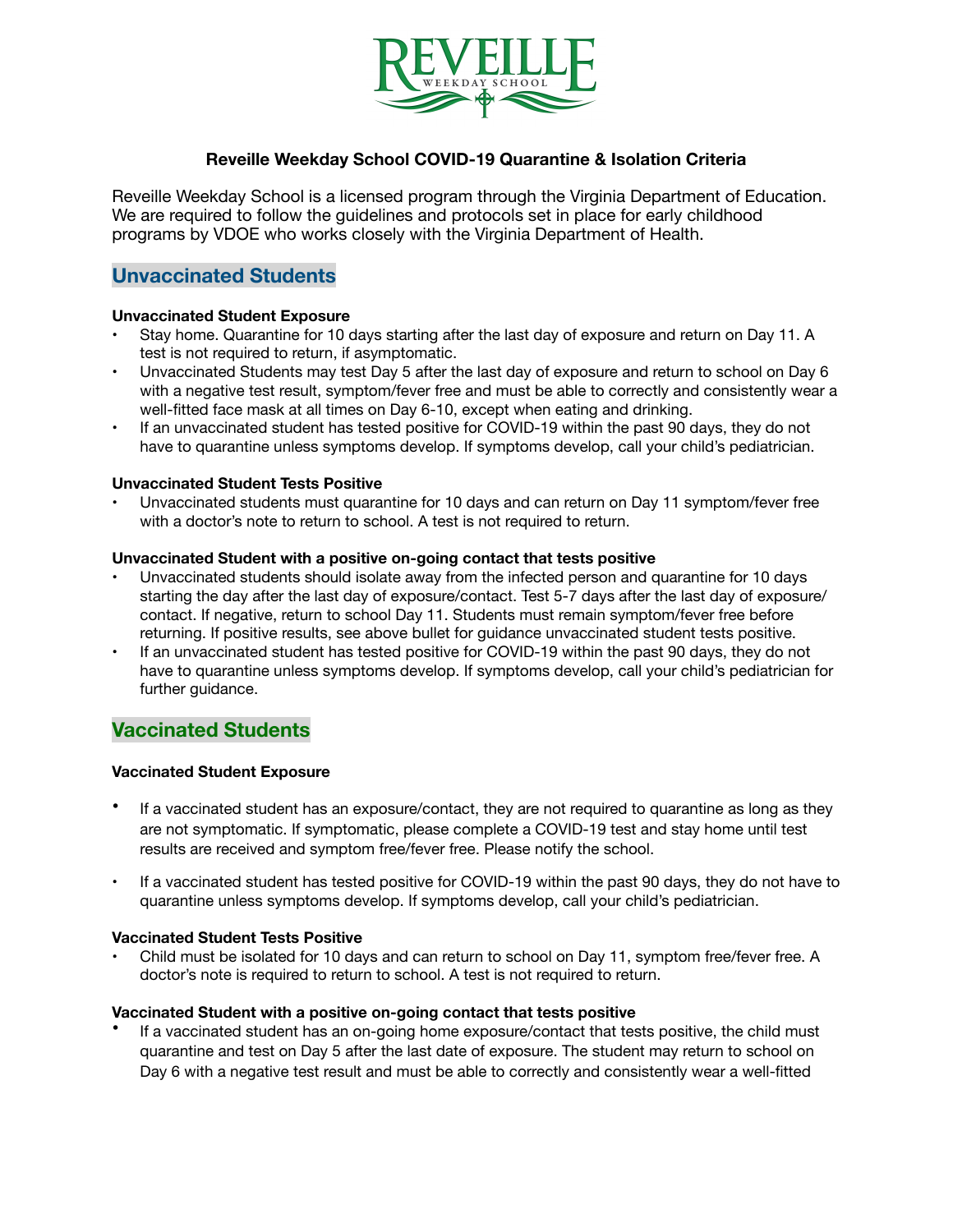# Reveille Weekday School COVID-19 Quarantine & Isolation Criteria

Reveille Weekday School is a licensed program through the Virginia Department of Education. We are required to follow the guidelines and protocols set in place for early childhood programs by VDOE who works closely with the Virginia Department of Health.

## Unvaccinated Students

**Unvaccinated Student Exposure**

- Stay home. Quarantine for 10 days starting after the last day of exposure and return on Day 11. A test is not required to return, if asymptomatic.
- Unvaccinated Students may test Day 5 after the last day of exposure and return to school on Day 6 with a negative test result, symptom/fever free and must be able to correctly and consistently wear a well-fitted face mask at all times on Day 6-10, except when eating and drinking.
- If an unvaccinated student has tested positive for COVID-19 within the past 90 days, they do not have to quarantine unless symptoms develop. If symptoms develop, call your child's pediatrician.

**Unvaccinated Student Tests Positive**

- Unvaccinated students must quarantine for 10 days and can return on Day 11 symptom/fever free with a doctor's note to return to school. A test is not required to return.

**Unvaccinated Student with a positive on-going contact that tests positive**

- Unvaccinated students should isolate away from the infected person and quarantine for 10 days starting the day after the last day of exposure/contact. Test 5-7 days after the last day of exposure/contact. If negative, return to school Day 11. Students must remain symptom/fever free before returning. If positive results, see above bullet for guidance unvaccinated student tests positive.
- If an unvaccinated student has tested positive for COVID-19 within the past 90 days, they do not have to quarantine unless symptoms develop. If symptoms develop, call your child's pediatrician for further guidance.

## Vaccinated Students

**Vaccinated Student Exposure**

- If a vaccinated student has an exposure/contact, they are not required to quarantine as long as they are not symptomatic. If symptomatic, please complete a COVID-19 test and stay home until test results are received and symptom free/fever free. Please notify the school.
- If a vaccinated student has tested positive for COVID-19 within the past 90 days, they do not have to quarantine unless symptoms develop. If symptoms develop, call your child's pediatrician.

**Vaccinated Student Tests Positive**

- Child must be isolated for 10 days and can return to school on Day 11, symptom free/fever free. A doctor's note is required to return to school. A test is not required to return.

**Vaccinated Student with a positive on-going contact that tests positive**

- If a vaccinated student has an on-going home exposure/contact that tests positive, the child must quarantine and test on Day 5 after the last date of exposure. The student may return to school on Day 6 with a negative test result and must be able to correctly and consistently wear a well-fitted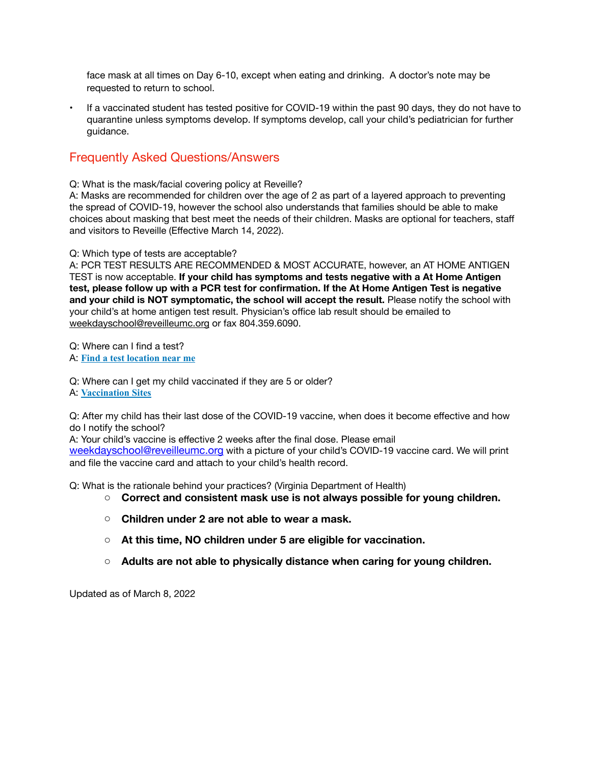face mask at all times on Day 6-10, except when eating and drinking. A doctor's note may be requested to return to school.

- If a vaccinated student has tested positive for COVID-19 within the past 90 days, they do not have to quarantine unless symptoms develop. If symptoms develop, call your child's pediatrician for further guidance.

## Frequently Asked Questions/Answers

Q: What is the mask/facial covering policy at Reveille?
A: Masks are recommended for children over the age of 2 as part of a layered approach to preventing the spread of COVID-19, however the school also understands that families should be able to make choices about masking that best meet the needs of their children. Masks are optional for teachers, staff and visitors to Reveille (Effective March 14, 2022).

Q: Which type of tests are acceptable?
A: PCR TEST RESULTS ARE RECOMMENDED & MOST ACCURATE, however, an AT HOME ANTIGEN TEST is now acceptable. **If your child has symptoms and tests negative with a At Home Antigen test, please follow up with a PCR test for confirmation. If the At Home Antigen Test is negative and your child is NOT symptomatic, the school will accept the result.** Please notify the school with your child's at home antigen test result. Physician's office lab result should be emailed to weekdayschool@reveilleumc.org or fax 804.359.6090.

Q: Where can I find a test?
A: **Find a test location near me**

Q: Where can I get my child vaccinated if they are 5 or older?
A: **Vaccination Sites**

Q: After my child has their last dose of the COVID-19 vaccine, when does it become effective and how do I notify the school?
A: Your child's vaccine is effective 2 weeks after the final dose. Please email weekdayschool@reveilleumc.org with a picture of your child's COVID-19 vaccine card. We will print and file the vaccine card and attach to your child's health record.

Q: What is the rationale behind your practices? (Virginia Department of Health)

- **Correct and consistent mask use is not always possible for young children.**
- **Children under 2 are not able to wear a mask.**
- **At this time, NO children under 5 are eligible for vaccination.**
- **Adults are not able to physically distance when caring for young children.**

Updated as of March 8, 2022